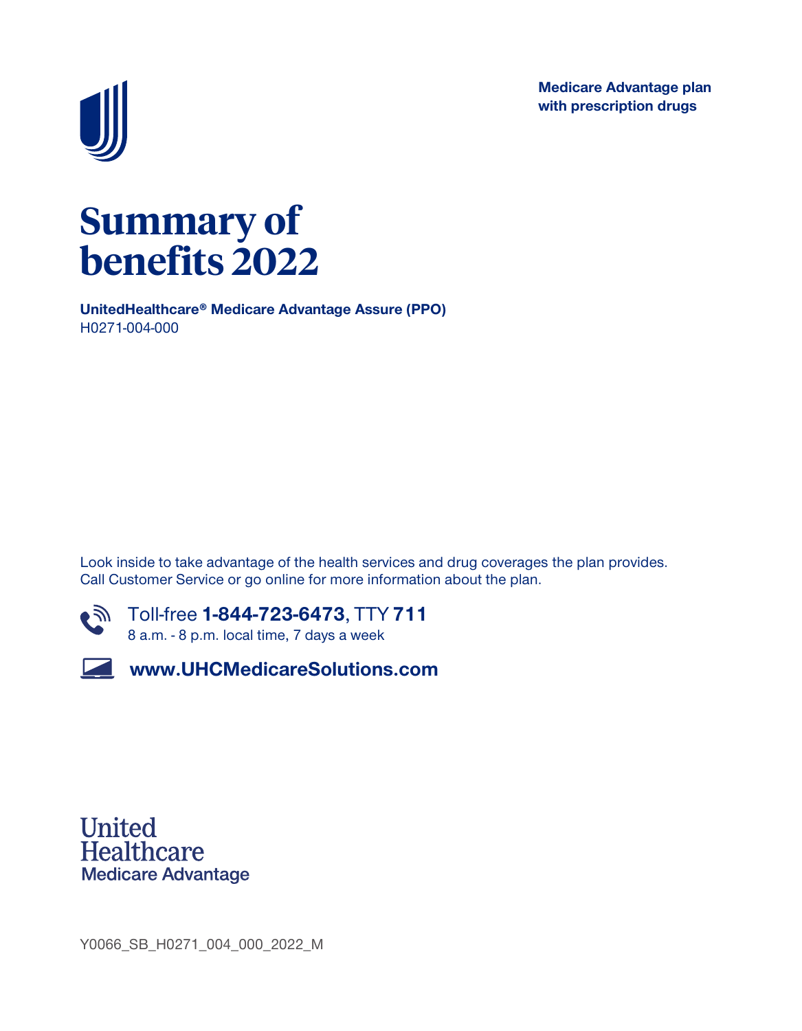**Medicare Advantage plan with prescription drugs**

# Summary of benefits 2022

**UnitedHealthcare® Medicare Advantage Assure (PPO)**
H0271-004-000

Look inside to take advantage of the health services and drug coverages the plan provides. Call Customer Service or go online for more information about the plan.

Toll-free **1-844-723-6473**, TTY **711**
8 a.m. - 8 p.m. local time, 7 days a week

**www.UHCMedicareSolutions.com**

United Healthcare
Medicare Advantage

Y0066_SB_H0271_004_000_2022_M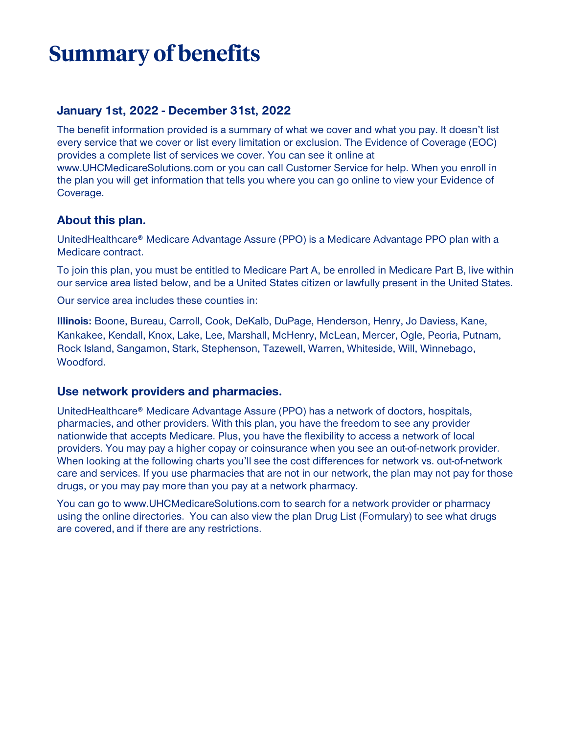# Summary of benefits

### January 1st, 2022 - December 31st, 2022

The benefit information provided is a summary of what we cover and what you pay. It doesn't list every service that we cover or list every limitation or exclusion. The Evidence of Coverage (EOC) provides a complete list of services we cover. You can see it online at www.UHCMedicareSolutions.com or you can call Customer Service for help. When you enroll in the plan you will get information that tells you where you can go online to view your Evidence of Coverage.

### About this plan.

UnitedHealthcare® Medicare Advantage Assure (PPO) is a Medicare Advantage PPO plan with a Medicare contract.

To join this plan, you must be entitled to Medicare Part A, be enrolled in Medicare Part B, live within our service area listed below, and be a United States citizen or lawfully present in the United States.

Our service area includes these counties in:

**Illinois:** Boone, Bureau, Carroll, Cook, DeKalb, DuPage, Henderson, Henry, Jo Daviess, Kane, Kankakee, Kendall, Knox, Lake, Lee, Marshall, McHenry, McLean, Mercer, Ogle, Peoria, Putnam, Rock Island, Sangamon, Stark, Stephenson, Tazewell, Warren, Whiteside, Will, Winnebago, Woodford.

### Use network providers and pharmacies.

UnitedHealthcare® Medicare Advantage Assure (PPO) has a network of doctors, hospitals, pharmacies, and other providers. With this plan, you have the freedom to see any provider nationwide that accepts Medicare. Plus, you have the flexibility to access a network of local providers. You may pay a higher copay or coinsurance when you see an out-of-network provider. When looking at the following charts you'll see the cost differences for network vs. out-of-network care and services. If you use pharmacies that are not in our network, the plan may not pay for those drugs, or you may pay more than you pay at a network pharmacy.

You can go to www.UHCMedicareSolutions.com to search for a network provider or pharmacy using the online directories. You can also view the plan Drug List (Formulary) to see what drugs are covered, and if there are any restrictions.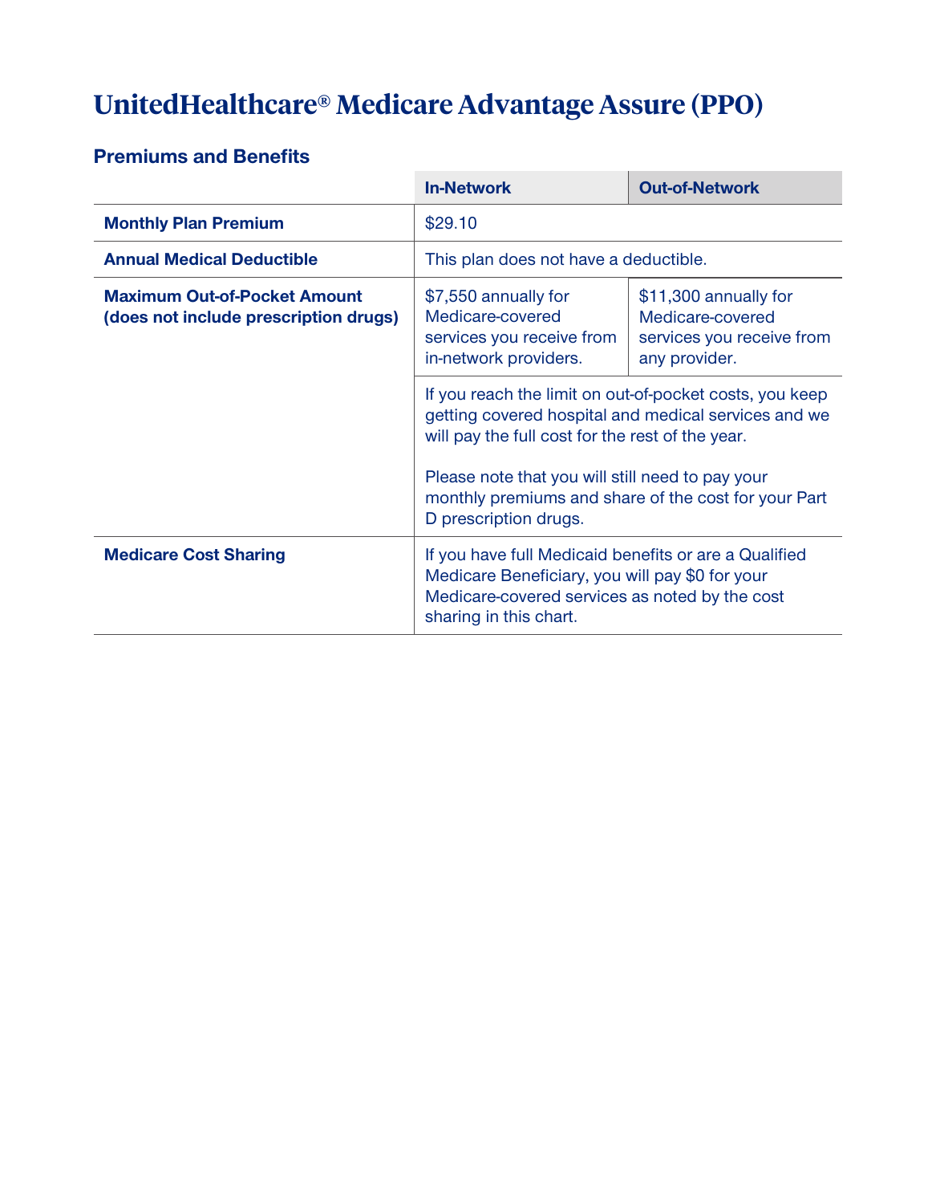# UnitedHealthcare® Medicare Advantage Assure (PPO)

## Premiums and Benefits

| | In-Network | Out-of-Network |
|---|---|---|
| **Monthly Plan Premium** | $29.10 | |
| **Annual Medical Deductible** | This plan does not have a deductible. | |
| **Maximum Out-of-Pocket Amount (does not include prescription drugs)** | $7,550 annually for Medicare-covered services you receive from in-network providers. | $11,300 annually for Medicare-covered services you receive from any provider. |
| | If you reach the limit on out-of-pocket costs, you keep getting covered hospital and medical services and we will pay the full cost for the rest of the year.<br><br>Please note that you will still need to pay your monthly premiums and share of the cost for your Part D prescription drugs. | |
| **Medicare Cost Sharing** | If you have full Medicaid benefits or are a Qualified Medicare Beneficiary, you will pay $0 for your Medicare-covered services as noted by the cost sharing in this chart. | |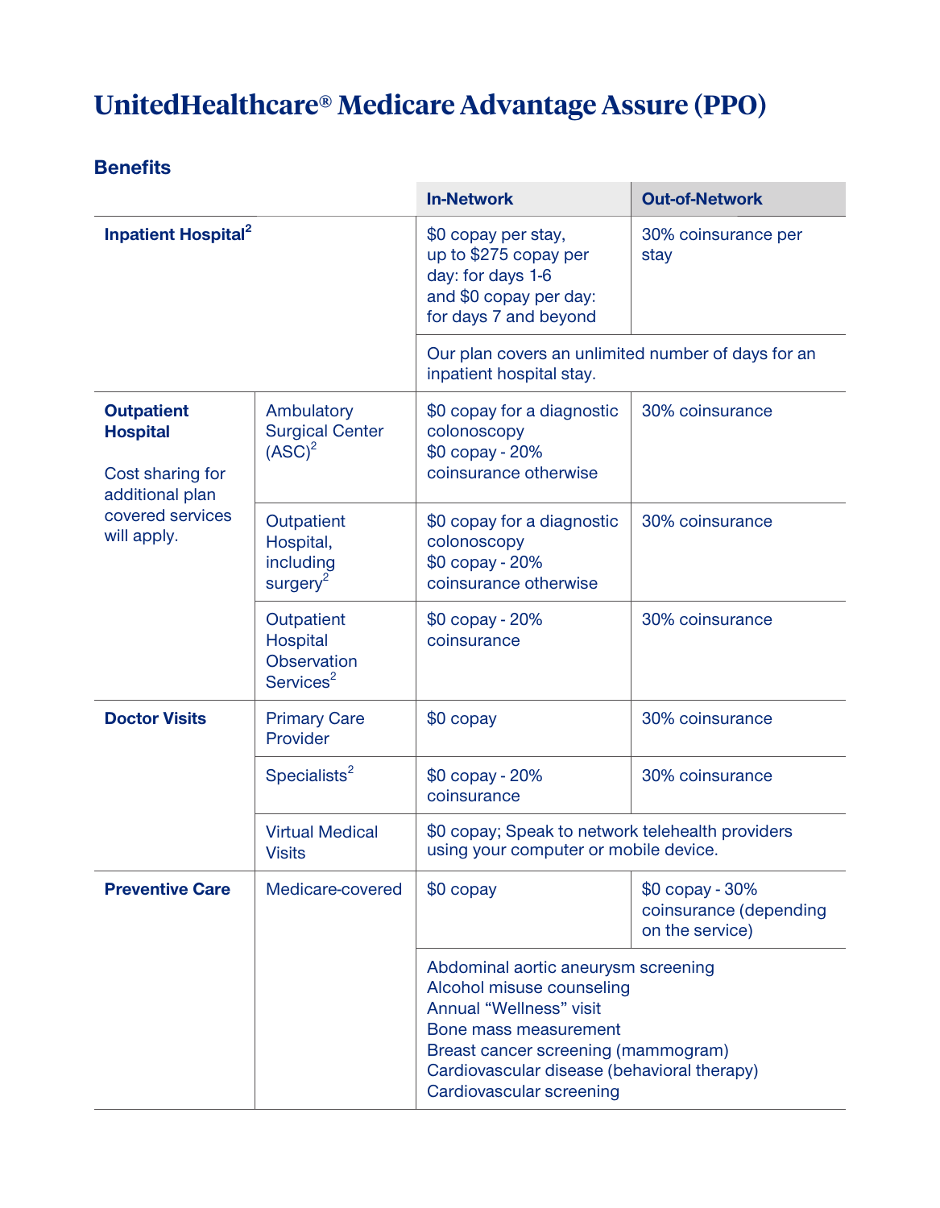# UnitedHealthcare® Medicare Advantage Assure (PPO)

## Benefits

| | | In-Network | Out-of-Network |
|---|---|---|---|
| **Inpatient Hospital**[2] | | $0 copay per stay, up to $275 copay per day: for days 1-6 and $0 copay per day: for days 7 and beyond | 30% coinsurance per stay |
| | | Our plan covers an unlimited number of days for an inpatient hospital stay. | |
| **Outpatient Hospital** Cost sharing for additional plan covered services will apply. | Ambulatory Surgical Center (ASC)[2] | $0 copay for a diagnostic colonoscopy<br>$0 copay - 20% coinsurance otherwise | 30% coinsurance |
| | Outpatient Hospital, including surgery[2] | $0 copay for a diagnostic colonoscopy<br>$0 copay - 20% coinsurance otherwise | 30% coinsurance |
| | Outpatient Hospital Observation Services[2] | $0 copay - 20% coinsurance | 30% coinsurance |
| **Doctor Visits** | Primary Care Provider | $0 copay | 30% coinsurance |
| | Specialists[2] | $0 copay - 20% coinsurance | 30% coinsurance |
| | Virtual Medical Visits | $0 copay; Speak to network telehealth providers using your computer or mobile device. | |
| **Preventive Care** | Medicare-covered | $0 copay | $0 copay - 30% coinsurance (depending on the service) |
| | | Abdominal aortic aneurysm screening<br>Alcohol misuse counseling<br>Annual "Wellness" visit<br>Bone mass measurement<br>Breast cancer screening (mammogram)<br>Cardiovascular disease (behavioral therapy)<br>Cardiovascular screening | |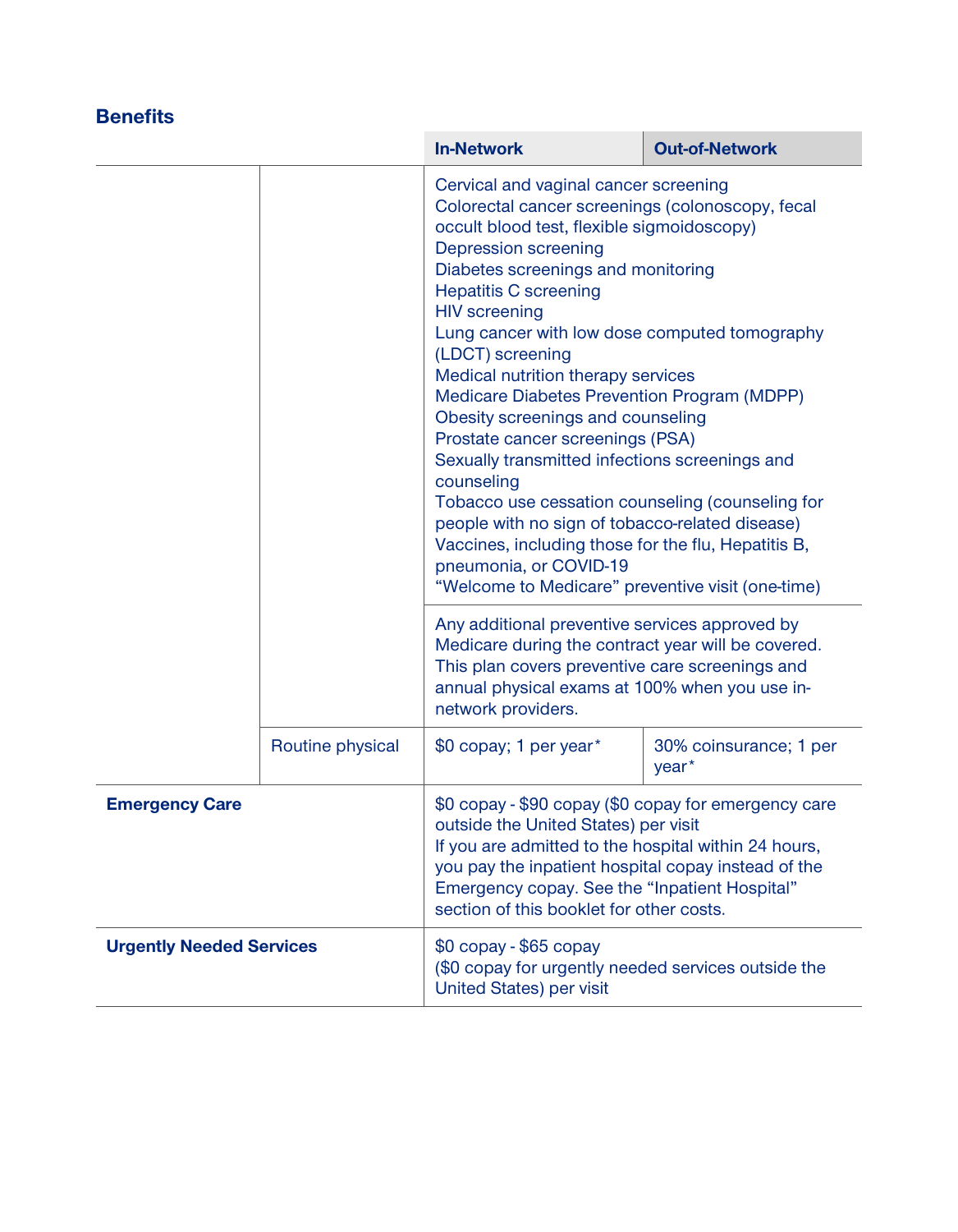## Benefits

| | | In-Network | Out-of-Network |
|---|---|---|---|
| | | Cervical and vaginal cancer screening<br>Colorectal cancer screenings (colonoscopy, fecal occult blood test, flexible sigmoidoscopy)<br>Depression screening<br>Diabetes screenings and monitoring<br>Hepatitis C screening<br>HIV screening<br>Lung cancer with low dose computed tomography (LDCT) screening<br>Medical nutrition therapy services<br>Medicare Diabetes Prevention Program (MDPP)<br>Obesity screenings and counseling<br>Prostate cancer screenings (PSA)<br>Sexually transmitted infections screenings and counseling<br>Tobacco use cessation counseling (counseling for people with no sign of tobacco-related disease)<br>Vaccines, including those for the flu, Hepatitis B, pneumonia, or COVID-19<br>"Welcome to Medicare" preventive visit (one-time) | |
| | | Any additional preventive services approved by Medicare during the contract year will be covered. This plan covers preventive care screenings and annual physical exams at 100% when you use in-network providers. | |
| | Routine physical | $0 copay; 1 per year* | 30% coinsurance; 1 per year* |
| **Emergency Care** | | $0 copay - $90 copay ($0 copay for emergency care outside the United States) per visit<br>If you are admitted to the hospital within 24 hours, you pay the inpatient hospital copay instead of the Emergency copay. See the "Inpatient Hospital" section of this booklet for other costs. | |
| **Urgently Needed Services** | | $0 copay - $65 copay<br>($0 copay for urgently needed services outside the United States) per visit | |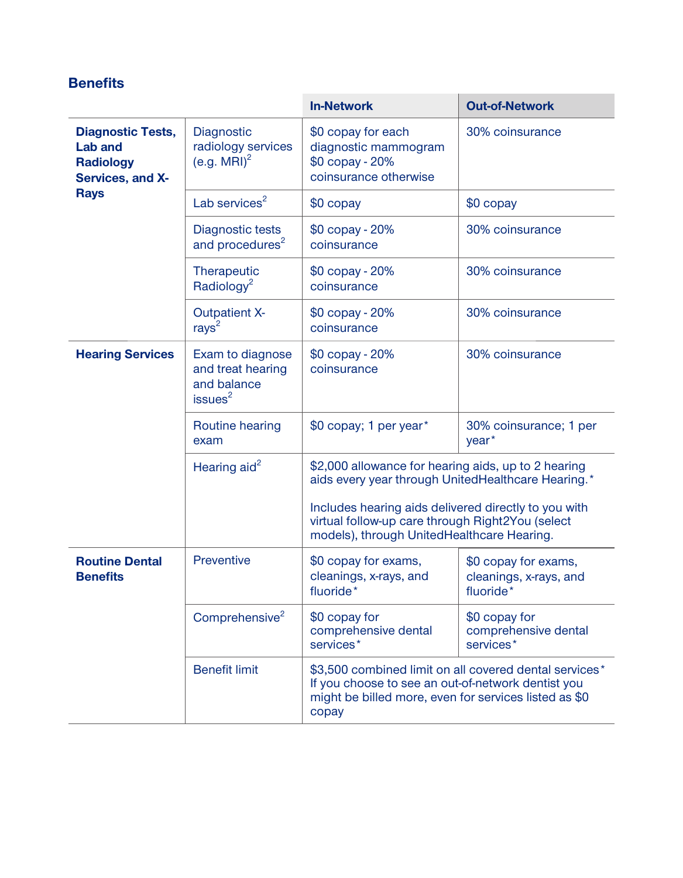## Benefits

| | | In-Network | Out-of-Network |
|---|---|---|---|
| **Diagnostic Tests, Lab and Radiology Services, and X-Rays** | Diagnostic radiology services (e.g. MRI)[2] | $0 copay for each diagnostic mammogram<br>$0 copay - 20% coinsurance otherwise | 30% coinsurance |
| | Lab services[2] | $0 copay | $0 copay |
| | Diagnostic tests and procedures[2] | $0 copay - 20% coinsurance | 30% coinsurance |
| | Therapeutic Radiology[2] | $0 copay - 20% coinsurance | 30% coinsurance |
| | Outpatient X-rays[2] | $0 copay - 20% coinsurance | 30% coinsurance |
| **Hearing Services** | Exam to diagnose and treat hearing and balance issues[2] | $0 copay - 20% coinsurance | 30% coinsurance |
| | Routine hearing exam | $0 copay; 1 per year* | 30% coinsurance; 1 per year* |
| | Hearing aid[2] | $2,000 allowance for hearing aids, up to 2 hearing aids every year through UnitedHealthcare Hearing.*<br><br>Includes hearing aids delivered directly to you with virtual follow-up care through Right2You (select models), through UnitedHealthcare Hearing. | |
| **Routine Dental Benefits** | Preventive | $0 copay for exams, cleanings, x-rays, and fluoride* | $0 copay for exams, cleanings, x-rays, and fluoride* |
| | Comprehensive[2] | $0 copay for comprehensive dental services* | $0 copay for comprehensive dental services* |
| | Benefit limit | $3,500 combined limit on all covered dental services*<br>If you choose to see an out-of-network dentist you might be billed more, even for services listed as $0 copay | |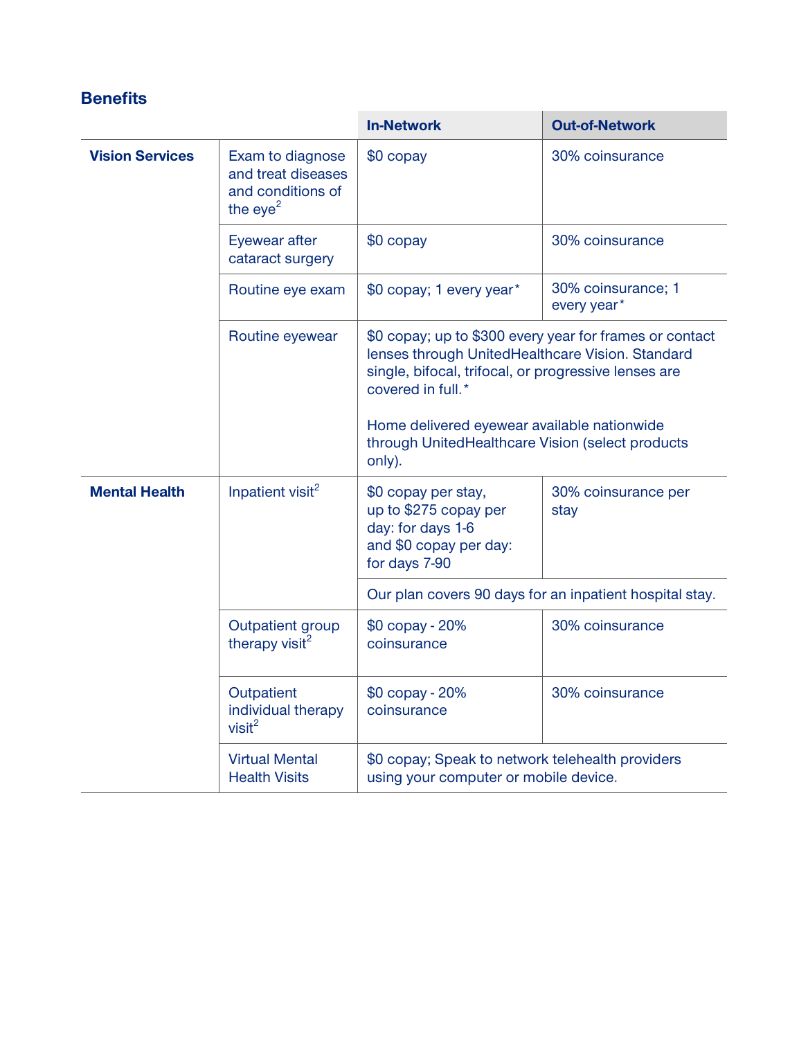## Benefits

| | | In-Network | Out-of-Network |
|---|---|---|---|
| **Vision Services** | Exam to diagnose and treat diseases and conditions of the eye[2] | $0 copay | 30% coinsurance |
| | Eyewear after cataract surgery | $0 copay | 30% coinsurance |
| | Routine eye exam | $0 copay; 1 every year* | 30% coinsurance; 1 every year* |
| | Routine eyewear | $0 copay; up to $300 every year for frames or contact lenses through UnitedHealthcare Vision. Standard single, bifocal, trifocal, or progressive lenses are covered in full.*<br><br>Home delivered eyewear available nationwide through UnitedHealthcare Vision (select products only). | |
| **Mental Health** | Inpatient visit[2] | $0 copay per stay, up to $275 copay per day: for days 1-6 and $0 copay per day: for days 7-90 | 30% coinsurance per stay |
| | | Our plan covers 90 days for an inpatient hospital stay. | |
| | Outpatient group therapy visit[2] | $0 copay - 20% coinsurance | 30% coinsurance |
| | Outpatient individual therapy visit[2] | $0 copay - 20% coinsurance | 30% coinsurance |
| | Virtual Mental Health Visits | $0 copay; Speak to network telehealth providers using your computer or mobile device. | |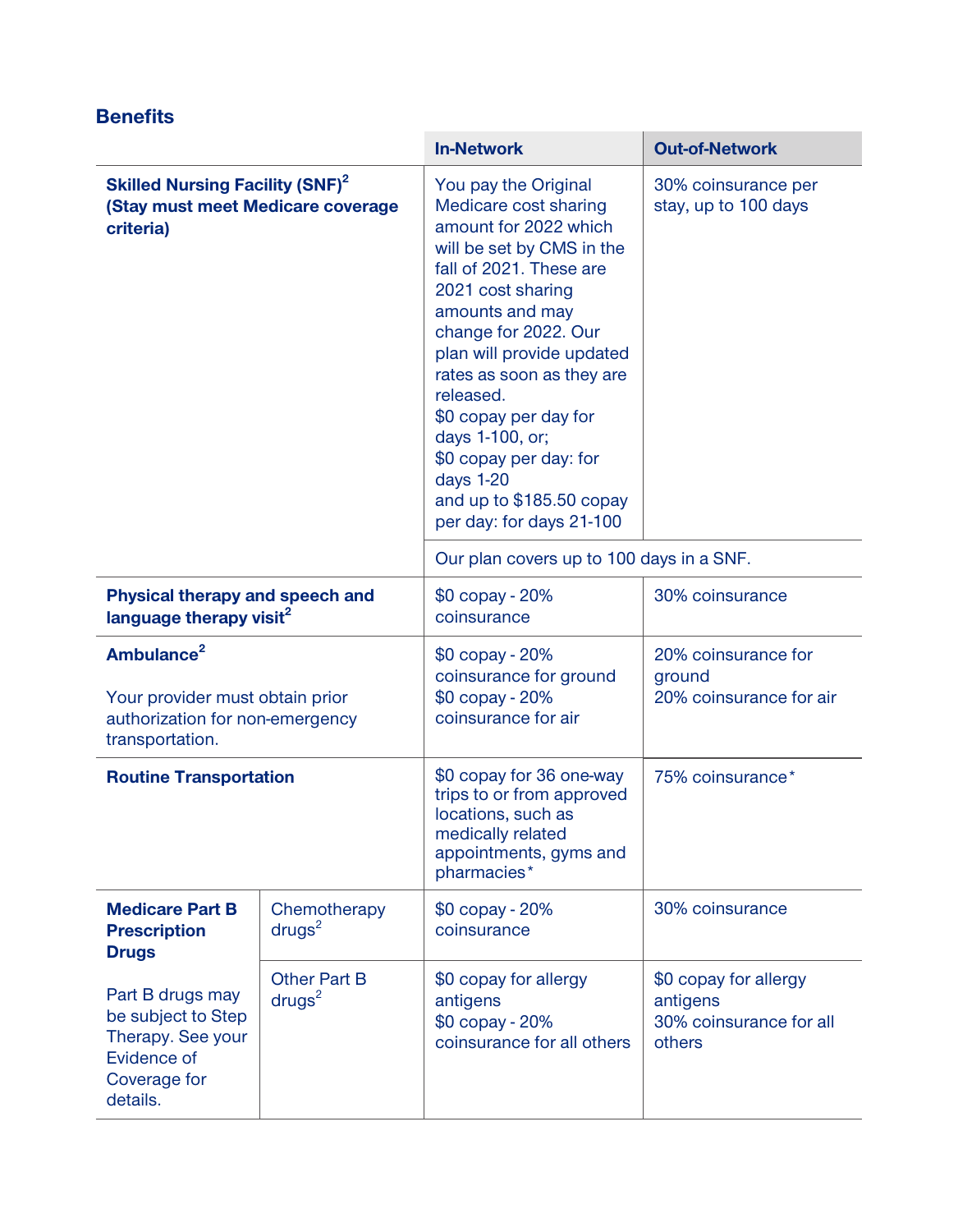## Benefits

| | | In-Network | Out-of-Network |
|---|---|---|---|
| **Skilled Nursing Facility (SNF)**[2] **(Stay must meet Medicare coverage criteria)** | | You pay the Original Medicare cost sharing amount for 2022 which will be set by CMS in the fall of 2021. These are 2021 cost sharing amounts and may change for 2022. Our plan will provide updated rates as soon as they are released.<br>$0 copay per day for days 1-100, or;<br>$0 copay per day: for days 1-20<br>and up to $185.50 copay per day: for days 21-100 | 30% coinsurance per stay, up to 100 days |
| | | Our plan covers up to 100 days in a SNF. | |
| **Physical therapy and speech and language therapy visit**[2] | | $0 copay - 20% coinsurance | 30% coinsurance |
| **Ambulance**[2]<br><br>Your provider must obtain prior authorization for non-emergency transportation. | | $0 copay - 20% coinsurance for ground<br>$0 copay - 20% coinsurance for air | 20% coinsurance for ground<br>20% coinsurance for air |
| **Routine Transportation** | | $0 copay for 36 one-way trips to or from approved locations, such as medically related appointments, gyms and pharmacies* | 75% coinsurance* |
| **Medicare Part B Prescription Drugs**<br><br>Part B drugs may be subject to Step Therapy. See your Evidence of Coverage for details. | Chemotherapy drugs[2] | $0 copay - 20% coinsurance | 30% coinsurance |
| | Other Part B drugs[2] | $0 copay for allergy antigens<br>$0 copay - 20% coinsurance for all others | $0 copay for allergy antigens<br>30% coinsurance for all others |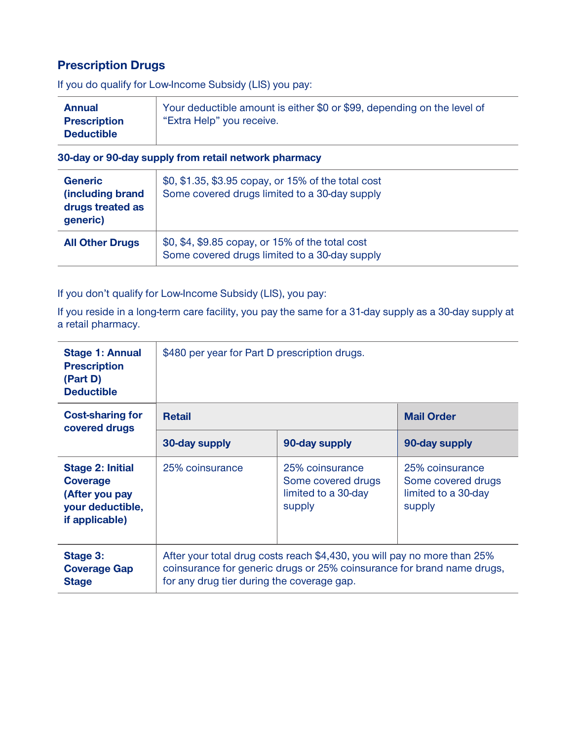## Prescription Drugs

If you do qualify for Low-Income Subsidy (LIS) you pay:

| | |
|---|---|
| **Annual Prescription Deductible** | Your deductible amount is either $0 or $99, depending on the level of "Extra Help" you receive. |

**30-day or 90-day supply from retail network pharmacy**

| | |
|---|---|
| **Generic (including brand drugs treated as generic)** | $0, $1.35, $3.95 copay, or 15% of the total cost<br>Some covered drugs limited to a 30-day supply |
| **All Other Drugs** | $0, $4, $9.85 copay, or 15% of the total cost<br>Some covered drugs limited to a 30-day supply |

If you don't qualify for Low-Income Subsidy (LIS), you pay:

If you reside in a long-term care facility, you pay the same for a 31-day supply as a 30-day supply at a retail pharmacy.

| | | | |
|---|---|---|---|
| **Stage 1: Annual Prescription (Part D) Deductible** | $480 per year for Part D prescription drugs. | | |
| **Cost-sharing for covered drugs** | **Retail** | | **Mail Order** |
| | **30-day supply** | **90-day supply** | **90-day supply** |
| **Stage 2: Initial Coverage (After you pay your deductible, if applicable)** | 25% coinsurance | 25% coinsurance<br>Some covered drugs limited to a 30-day supply | 25% coinsurance<br>Some covered drugs limited to a 30-day supply |
| **Stage 3: Coverage Gap Stage** | After your total drug costs reach $4,430, you will pay no more than 25% coinsurance for generic drugs or 25% coinsurance for brand name drugs, for any drug tier during the coverage gap. | | |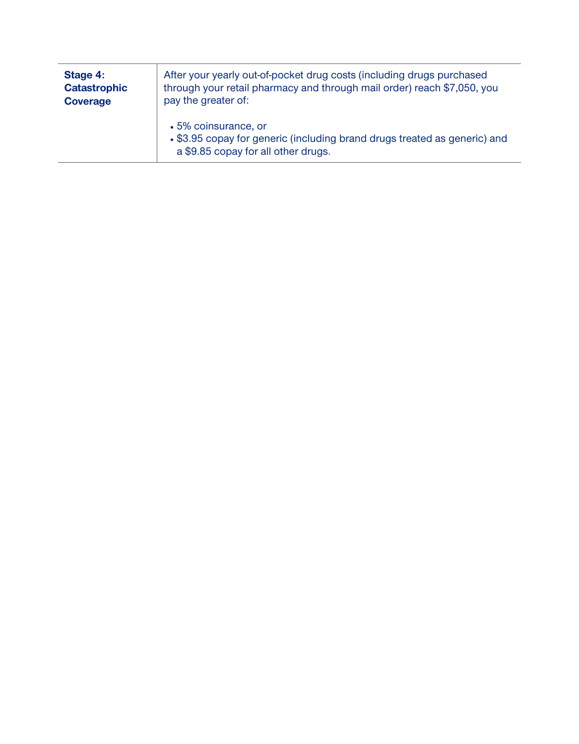| **Stage 4: Catastrophic Coverage** | After your yearly out-of-pocket drug costs (including drugs purchased through your retail pharmacy and through mail order) reach $7,050, you pay the greater of:<br><br>• 5% coinsurance, or<br>• $3.95 copay for generic (including brand drugs treated as generic) and a $9.85 copay for all other drugs. |
|---|---|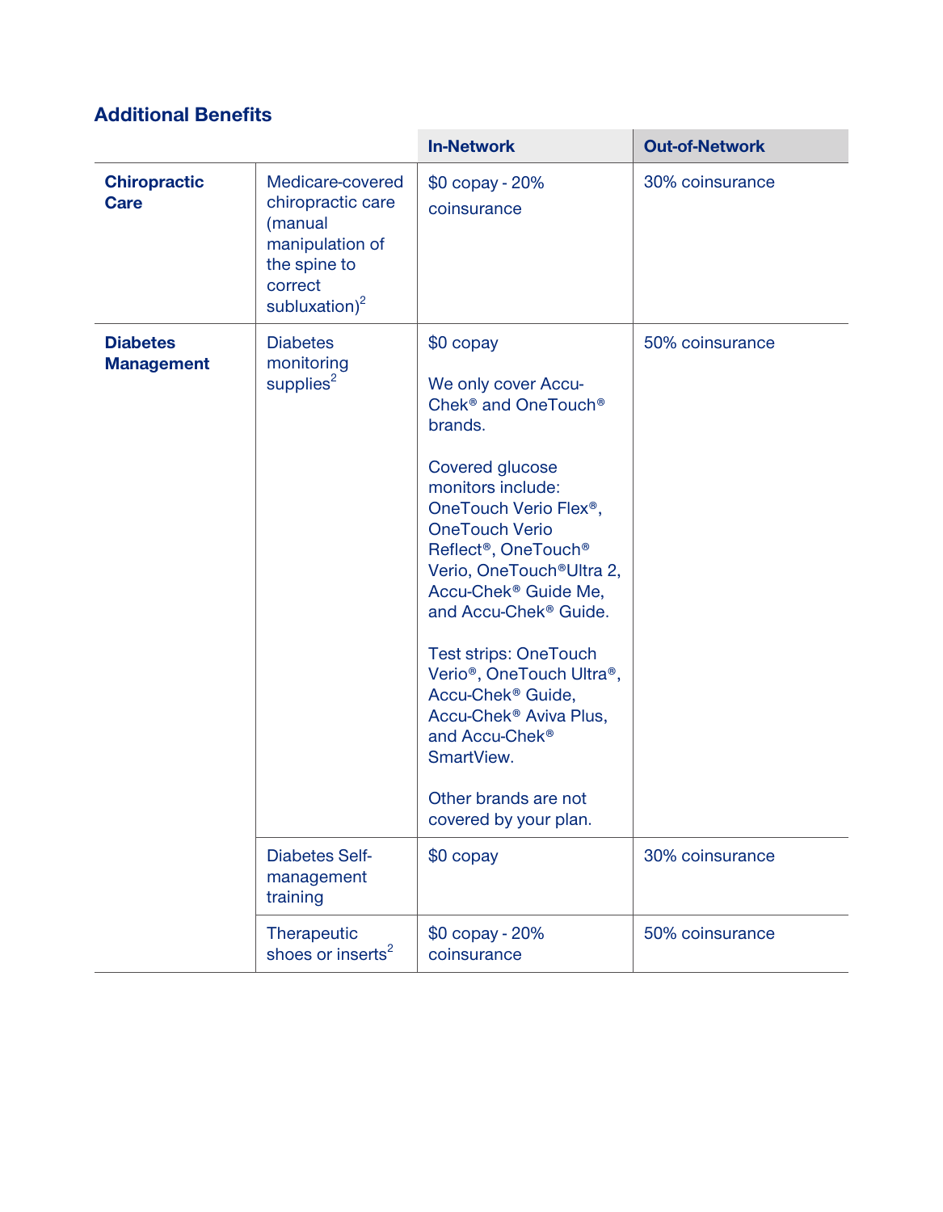## Additional Benefits

| | | In-Network | Out-of-Network |
|---|---|---|---|
| **Chiropractic Care** | Medicare-covered chiropractic care (manual manipulation of the spine to correct subluxation)[2] | $0 copay - 20% coinsurance | 30% coinsurance |
| **Diabetes Management** | Diabetes monitoring supplies[2] | $0 copay<br><br>We only cover Accu-Chek® and OneTouch® brands.<br><br>Covered glucose monitors include: OneTouch Verio Flex®, OneTouch Verio Reflect®, OneTouch® Verio, OneTouch®Ultra 2, Accu-Chek® Guide Me, and Accu-Chek® Guide.<br><br>Test strips: OneTouch Verio®, OneTouch Ultra®, Accu-Chek® Guide, Accu-Chek® Aviva Plus, and Accu-Chek® SmartView.<br><br>Other brands are not covered by your plan. | 50% coinsurance |
| | Diabetes Self-management training | $0 copay | 30% coinsurance |
| | Therapeutic shoes or inserts[2] | $0 copay - 20% coinsurance | 50% coinsurance |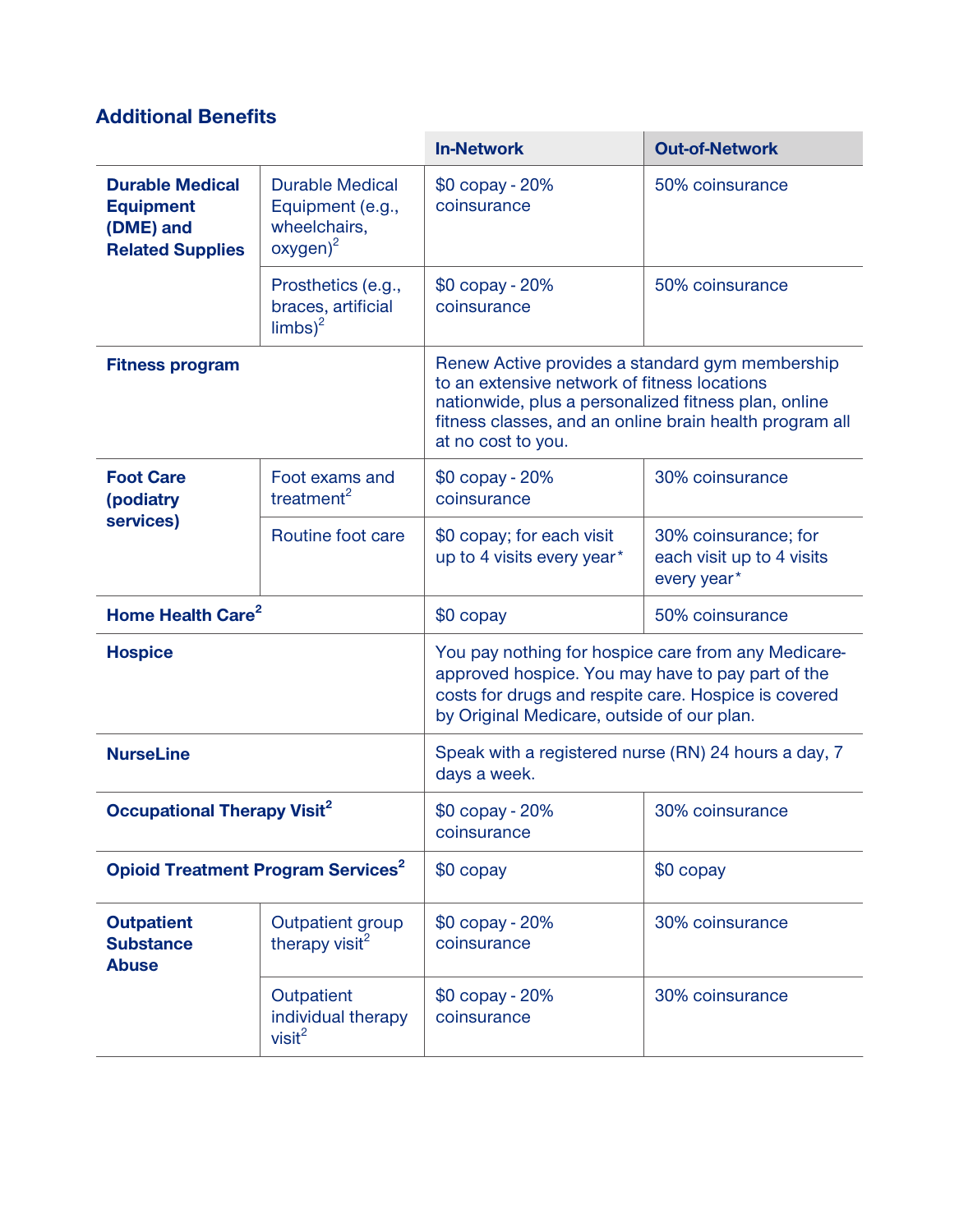## Additional Benefits

| | | In-Network | Out-of-Network |
|---|---|---|---|
| **Durable Medical Equipment (DME) and Related Supplies** | Durable Medical Equipment (e.g., wheelchairs, oxygen)[2] | $0 copay - 20% coinsurance | 50% coinsurance |
| | Prosthetics (e.g., braces, artificial limbs)[2] | $0 copay - 20% coinsurance | 50% coinsurance |
| **Fitness program** | | Renew Active provides a standard gym membership to an extensive network of fitness locations nationwide, plus a personalized fitness plan, online fitness classes, and an online brain health program all at no cost to you. | |
| **Foot Care (podiatry services)** | Foot exams and treatment[2] | $0 copay - 20% coinsurance | 30% coinsurance |
| | Routine foot care | $0 copay; for each visit up to 4 visits every year* | 30% coinsurance; for each visit up to 4 visits every year* |
| **Home Health Care[2]** | | $0 copay | 50% coinsurance |
| **Hospice** | | You pay nothing for hospice care from any Medicare-approved hospice. You may have to pay part of the costs for drugs and respite care. Hospice is covered by Original Medicare, outside of our plan. | |
| **NurseLine** | | Speak with a registered nurse (RN) 24 hours a day, 7 days a week. | |
| **Occupational Therapy Visit[2]** | | $0 copay - 20% coinsurance | 30% coinsurance |
| **Opioid Treatment Program Services[2]** | | $0 copay | $0 copay |
| **Outpatient Substance Abuse** | Outpatient group therapy visit[2] | $0 copay - 20% coinsurance | 30% coinsurance |
| | Outpatient individual therapy visit[2] | $0 copay - 20% coinsurance | 30% coinsurance |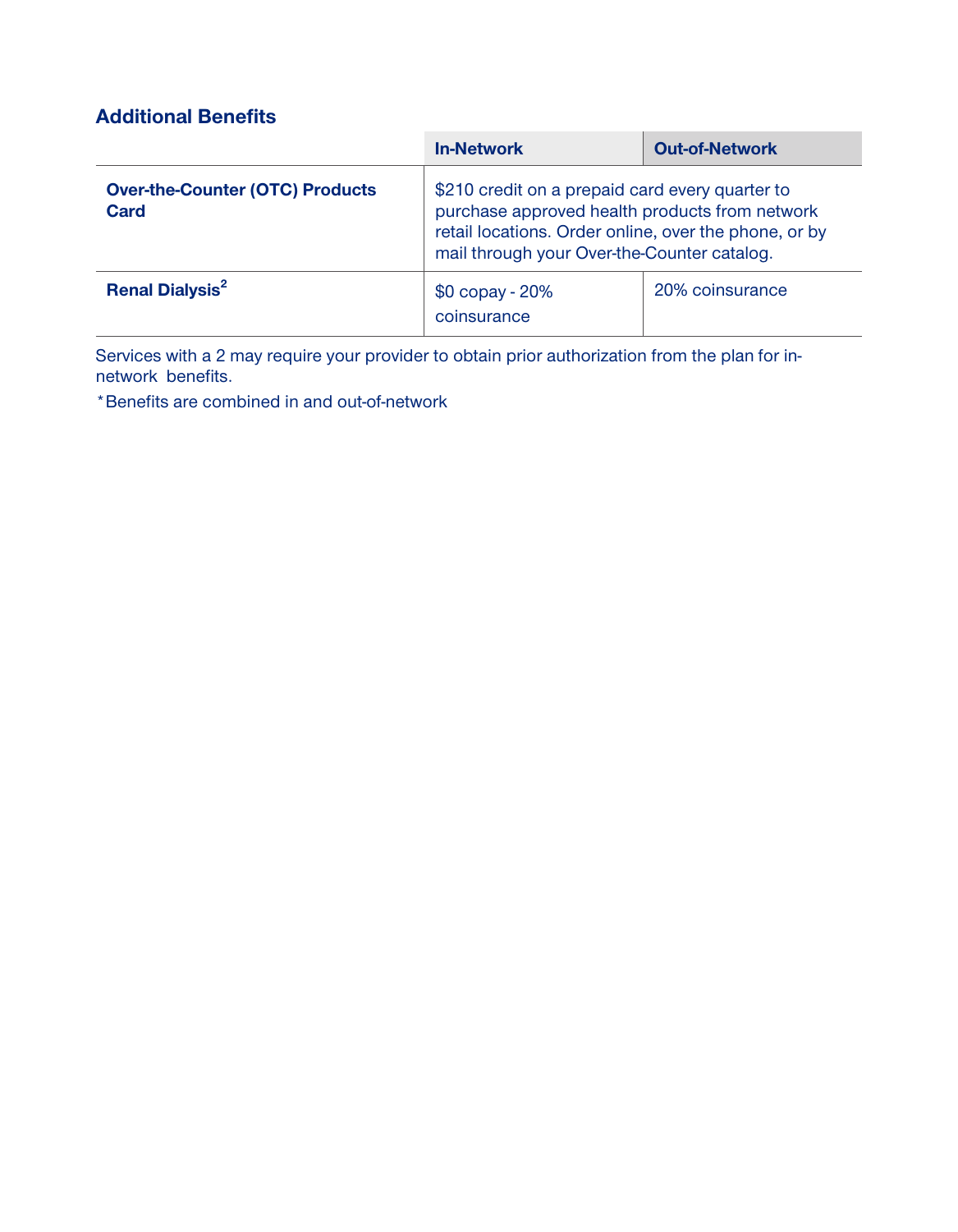## Additional Benefits

| | In-Network | Out-of-Network |
|---|---|---|
| **Over-the-Counter (OTC) Products Card** | $210 credit on a prepaid card every quarter to purchase approved health products from network retail locations. Order online, over the phone, or by mail through your Over-the-Counter catalog. | |
| **Renal Dialysis**[2] | $0 copay - 20% coinsurance | 20% coinsurance |

Services with a 2 may require your provider to obtain prior authorization from the plan for in-network benefits.

*Benefits are combined in and out-of-network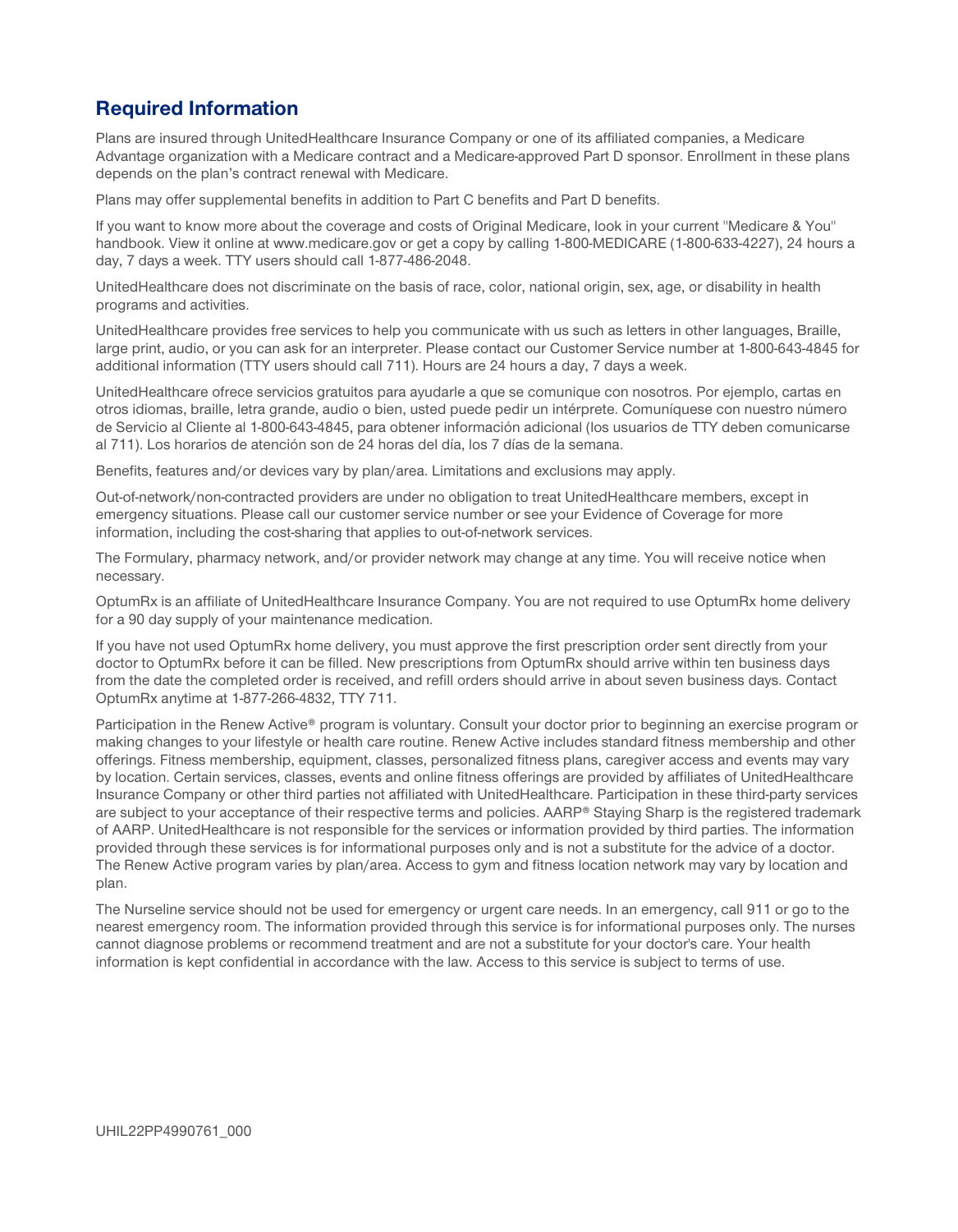## Required Information

Plans are insured through UnitedHealthcare Insurance Company or one of its affiliated companies, a Medicare Advantage organization with a Medicare contract and a Medicare-approved Part D sponsor. Enrollment in these plans depends on the plan's contract renewal with Medicare.

Plans may offer supplemental benefits in addition to Part C benefits and Part D benefits.

If you want to know more about the coverage and costs of Original Medicare, look in your current "Medicare & You" handbook. View it online at www.medicare.gov or get a copy by calling 1-800-MEDICARE (1-800-633-4227), 24 hours a day, 7 days a week. TTY users should call 1-877-486-2048.

UnitedHealthcare does not discriminate on the basis of race, color, national origin, sex, age, or disability in health programs and activities.

UnitedHealthcare provides free services to help you communicate with us such as letters in other languages, Braille, large print, audio, or you can ask for an interpreter. Please contact our Customer Service number at 1-800-643-4845 for additional information (TTY users should call 711). Hours are 24 hours a day, 7 days a week.

UnitedHealthcare ofrece servicios gratuitos para ayudarle a que se comunique con nosotros. Por ejemplo, cartas en otros idiomas, braille, letra grande, audio o bien, usted puede pedir un intérprete. Comuníquese con nuestro número de Servicio al Cliente al 1-800-643-4845, para obtener información adicional (los usuarios de TTY deben comunicarse al 711). Los horarios de atención son de 24 horas del día, los 7 días de la semana.

Benefits, features and/or devices vary by plan/area. Limitations and exclusions may apply.

Out-of-network/non-contracted providers are under no obligation to treat UnitedHealthcare members, except in emergency situations. Please call our customer service number or see your Evidence of Coverage for more information, including the cost-sharing that applies to out-of-network services.

The Formulary, pharmacy network, and/or provider network may change at any time. You will receive notice when necessary.

OptumRx is an affiliate of UnitedHealthcare Insurance Company. You are not required to use OptumRx home delivery for a 90 day supply of your maintenance medication.

If you have not used OptumRx home delivery, you must approve the first prescription order sent directly from your doctor to OptumRx before it can be filled. New prescriptions from OptumRx should arrive within ten business days from the date the completed order is received, and refill orders should arrive in about seven business days. Contact OptumRx anytime at 1-877-266-4832, TTY 711.

Participation in the Renew Active® program is voluntary. Consult your doctor prior to beginning an exercise program or making changes to your lifestyle or health care routine. Renew Active includes standard fitness membership and other offerings. Fitness membership, equipment, classes, personalized fitness plans, caregiver access and events may vary by location. Certain services, classes, events and online fitness offerings are provided by affiliates of UnitedHealthcare Insurance Company or other third parties not affiliated with UnitedHealthcare. Participation in these third-party services are subject to your acceptance of their respective terms and policies. AARP® Staying Sharp is the registered trademark of AARP. UnitedHealthcare is not responsible for the services or information provided by third parties. The information provided through these services is for informational purposes only and is not a substitute for the advice of a doctor. The Renew Active program varies by plan/area. Access to gym and fitness location network may vary by location and plan.

The Nurseline service should not be used for emergency or urgent care needs. In an emergency, call 911 or go to the nearest emergency room. The information provided through this service is for informational purposes only. The nurses cannot diagnose problems or recommend treatment and are not a substitute for your doctor's care. Your health information is kept confidential in accordance with the law. Access to this service is subject to terms of use.

UHIL22PP4990761_000